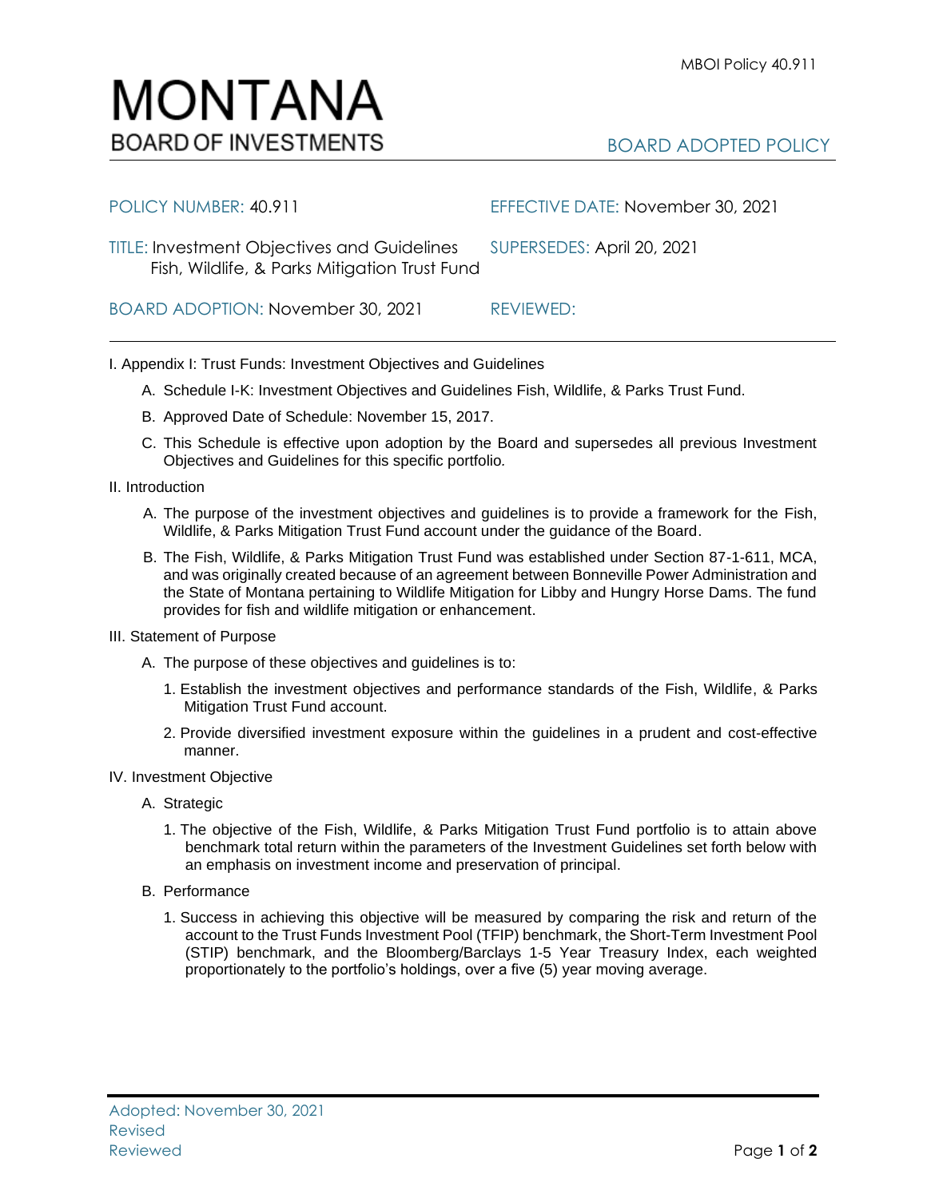# MONTANA
BOARD OF INVESTMENTS

BOARD ADOPTED POLICY

POLICY NUMBER: 40.911

EFFECTIVE DATE: November 30, 2021

TITLE: Investment Objectives and Guidelines Fish, Wildlife, & Parks Mitigation Trust Fund

SUPERSEDES: April 20, 2021

BOARD ADOPTION: November 30, 2021

REVIEWED:

---

I. Appendix I: Trust Funds: Investment Objectives and Guidelines

- A. Schedule I-K: Investment Objectives and Guidelines Fish, Wildlife, & Parks Trust Fund.
- B. Approved Date of Schedule: November 15, 2017.
- C. This Schedule is effective upon adoption by the Board and supersedes all previous Investment Objectives and Guidelines for this specific portfolio.

II. Introduction

- A. The purpose of the investment objectives and guidelines is to provide a framework for the Fish, Wildlife, & Parks Mitigation Trust Fund account under the guidance of the Board.
- B. The Fish, Wildlife, & Parks Mitigation Trust Fund was established under Section 87-1-611, MCA, and was originally created because of an agreement between Bonneville Power Administration and the State of Montana pertaining to Wildlife Mitigation for Libby and Hungry Horse Dams. The fund provides for fish and wildlife mitigation or enhancement.

III. Statement of Purpose

- A. The purpose of these objectives and guidelines is to:
  1. Establish the investment objectives and performance standards of the Fish, Wildlife, & Parks Mitigation Trust Fund account.
  2. Provide diversified investment exposure within the guidelines in a prudent and cost-effective manner.

IV. Investment Objective

- A. Strategic
  1. The objective of the Fish, Wildlife, & Parks Mitigation Trust Fund portfolio is to attain above benchmark total return within the parameters of the Investment Guidelines set forth below with an emphasis on investment income and preservation of principal.
- B. Performance
  1. Success in achieving this objective will be measured by comparing the risk and return of the account to the Trust Funds Investment Pool (TFIP) benchmark, the Short-Term Investment Pool (STIP) benchmark, and the Bloomberg/Barclays 1-5 Year Treasury Index, each weighted proportionately to the portfolio's holdings, over a five (5) year moving average.

---

Adopted: November 30, 2021
Revised
Reviewed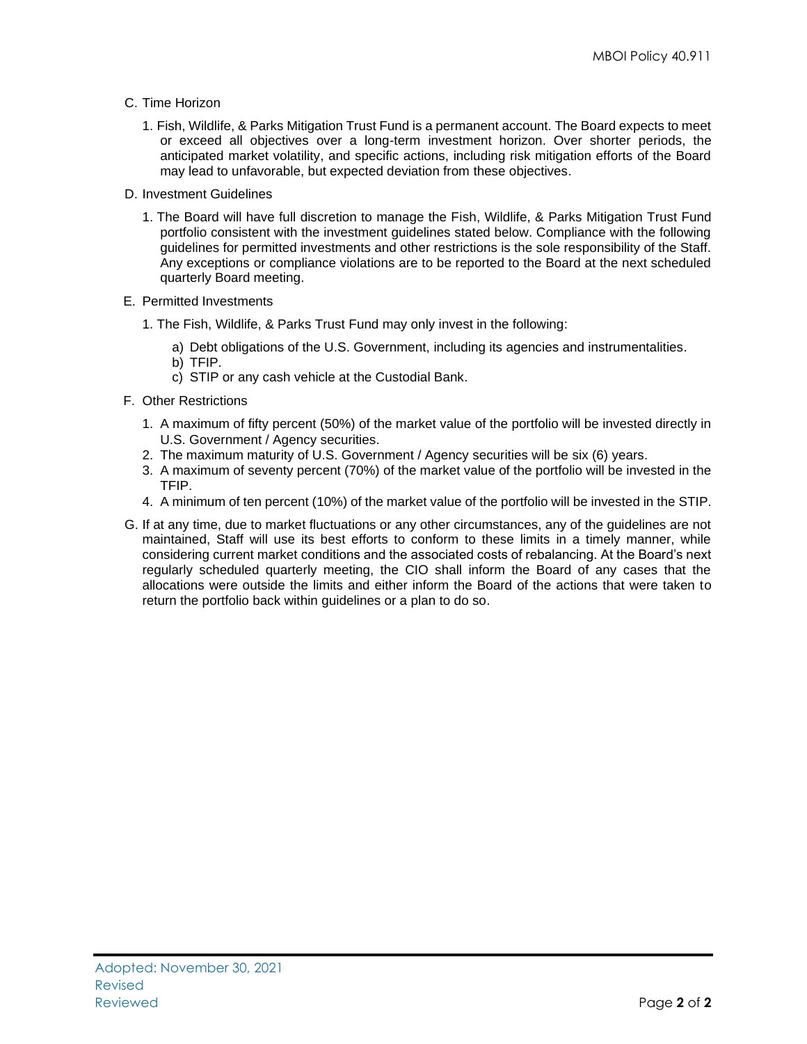C. Time Horizon

   1. Fish, Wildlife, & Parks Mitigation Trust Fund is a permanent account. The Board expects to meet or exceed all objectives over a long-term investment horizon. Over shorter periods, the anticipated market volatility, and specific actions, including risk mitigation efforts of the Board may lead to unfavorable, but expected deviation from these objectives.

D. Investment Guidelines

   1. The Board will have full discretion to manage the Fish, Wildlife, & Parks Mitigation Trust Fund portfolio consistent with the investment guidelines stated below. Compliance with the following guidelines for permitted investments and other restrictions is the sole responsibility of the Staff. Any exceptions or compliance violations are to be reported to the Board at the next scheduled quarterly Board meeting.

E. Permitted Investments

   1. The Fish, Wildlife, & Parks Trust Fund may only invest in the following:

      a) Debt obligations of the U.S. Government, including its agencies and instrumentalities.
      b) TFIP.
      c) STIP or any cash vehicle at the Custodial Bank.

F. Other Restrictions

   1. A maximum of fifty percent (50%) of the market value of the portfolio will be invested directly in U.S. Government / Agency securities.
   2. The maximum maturity of U.S. Government / Agency securities will be six (6) years.
   3. A maximum of seventy percent (70%) of the market value of the portfolio will be invested in the TFIP.
   4. A minimum of ten percent (10%) of the market value of the portfolio will be invested in the STIP.

G. If at any time, due to market fluctuations or any other circumstances, any of the guidelines are not maintained, Staff will use its best efforts to conform to these limits in a timely manner, while considering current market conditions and the associated costs of rebalancing. At the Board's next regularly scheduled quarterly meeting, the CIO shall inform the Board of any cases that the allocations were outside the limits and either inform the Board of the actions that were taken to return the portfolio back within guidelines or a plan to do so.

Adopted: November 30, 2021
Revised
Reviewed